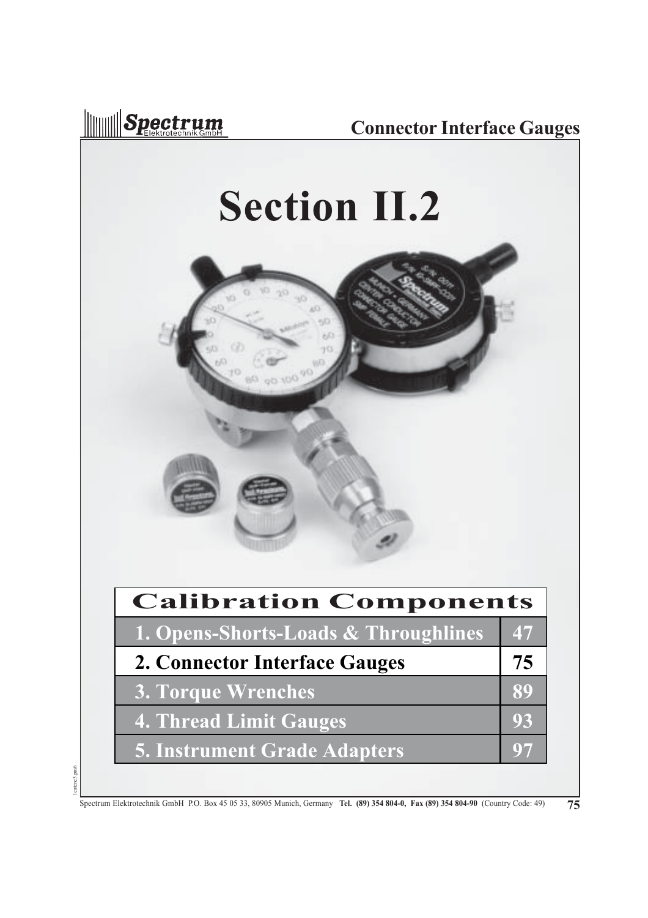# Section II.2

| Calibration Components | |
|---|---|
| 1. Opens-Shorts-Loads & Throughlines | 47 |
| 2. Connector Interface Gauges | 75 |
| 3. Torque Wrenches | 89 |
| 4. Thread Limit Gauges | 93 |
| 5. Instrument Grade Adapters | 97 |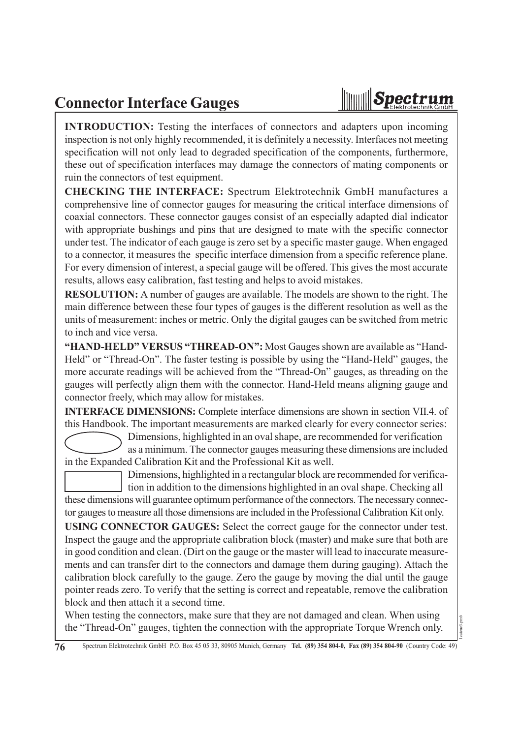# Connector Interface Gauges

**INTRODUCTION:** Testing the interfaces of connectors and adapters upon incoming inspection is not only highly recommended, it is definitely a necessity. Interfaces not meeting specification will not only lead to degraded specification of the components, furthermore, these out of specification interfaces may damage the connectors of mating components or ruin the connectors of test equipment.

**CHECKING THE INTERFACE:** Spectrum Elektrotechnik GmbH manufactures a comprehensive line of connector gauges for measuring the critical interface dimensions of coaxial connectors. These connector gauges consist of an especially adapted dial indicator with appropriate bushings and pins that are designed to mate with the specific connector under test. The indicator of each gauge is zero set by a specific master gauge. When engaged to a connector, it measures the specific interface dimension from a specific reference plane. For every dimension of interest, a special gauge will be offered. This gives the most accurate results, allows easy calibration, fast testing and helps to avoid mistakes.

**RESOLUTION:** A number of gauges are available. The models are shown to the right. The main difference between these four types of gauges is the different resolution as well as the units of measurement: inches or metric. Only the digital gauges can be switched from metric to inch and vice versa.

**"HAND-HELD" VERSUS "THREAD-ON":** Most Gauges shown are available as "Hand-Held" or "Thread-On". The faster testing is possible by using the "Hand-Held" gauges, the more accurate readings will be achieved from the "Thread-On" gauges, as threading on the gauges will perfectly align them with the connector. Hand-Held means aligning gauge and connector freely, which may allow for mistakes.

**INTERFACE DIMENSIONS:** Complete interface dimensions are shown in section VII.4. of this Handbook. The important measurements are marked clearly for every connector series:

Dimensions, highlighted in an oval shape, are recommended for verification as a minimum. The connector gauges measuring these dimensions are included in the Expanded Calibration Kit and the Professional Kit as well.

Dimensions, highlighted in a rectangular block are recommended for verification in addition to the dimensions highlighted in an oval shape. Checking all these dimensions will guarantee optimum performance of the connectors. The necessary connector gauges to measure all those dimensions are included in the Professional Calibration Kit only.

**USING CONNECTOR GAUGES:** Select the correct gauge for the connector under test. Inspect the gauge and the appropriate calibration block (master) and make sure that both are in good condition and clean. (Dirt on the gauge or the master will lead to inaccurate measurements and can transfer dirt to the connectors and damage them during gauging). Attach the calibration block carefully to the gauge. Zero the gauge by moving the dial until the gauge pointer reads zero. To verify that the setting is correct and repeatable, remove the calibration block and then attach it a second time.

When testing the connectors, make sure that they are not damaged and clean. When using the "Thread-On" gauges, tighten the connection with the appropriate Torque Wrench only.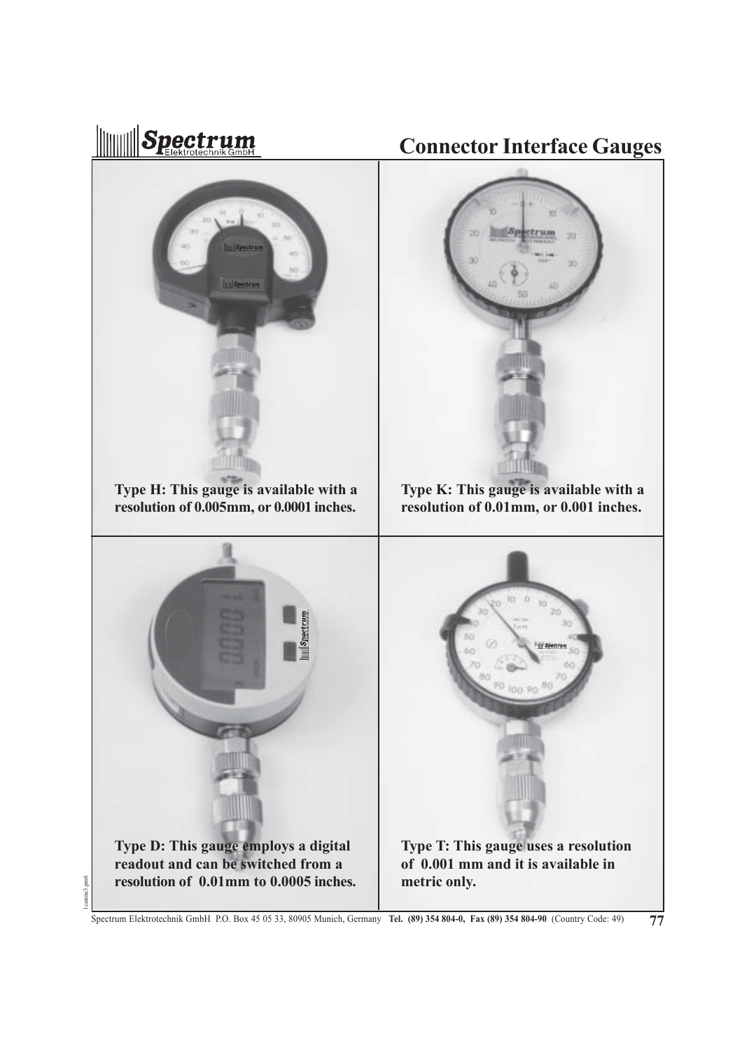# Connector Interface Gauges

**Type H: This gauge is available with a resolution of 0.005mm, or 0.0001 inches.**

**Type K: This gauge is available with a resolution of 0.01mm, or 0.001 inches.**

**Type D: This gauge employs a digital readout and can be switched from a resolution of 0.01mm to 0.0005 inches.**

**Type T: This gauge uses a resolution of 0.001 mm and it is available in metric only.**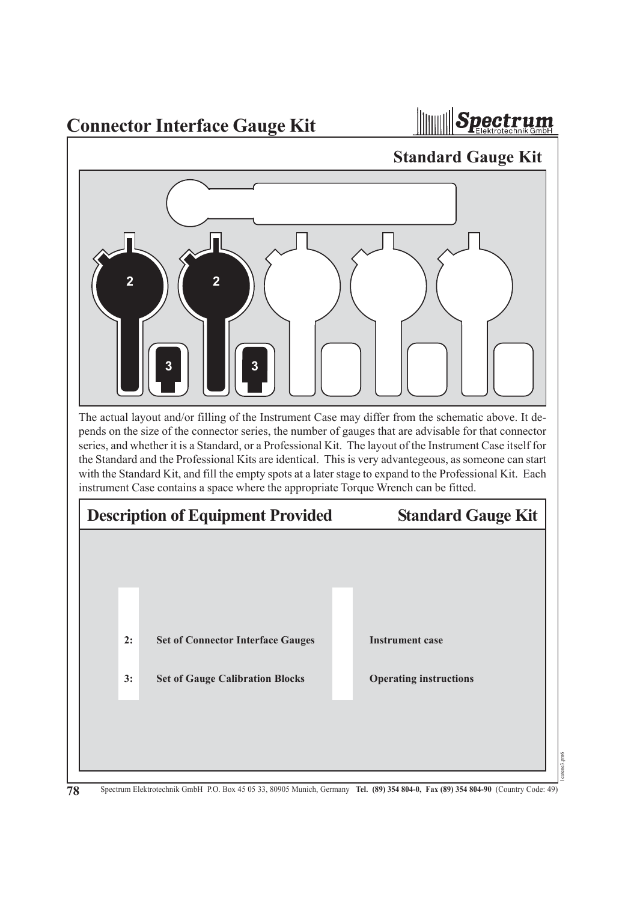# Connector Interface Gauge Kit

## Standard Gauge Kit

2 2

3 3

The actual layout and/or filling of the Instrument Case may differ from the schematic above. It depends on the size of the connector series, the number of gauges that are advisable for that connector series, and whether it is a Standard, or a Professional Kit. The layout of the Instrument Case itself for the Standard and the Professional Kits are identical. This is very advantegeous, as someone can start with the Standard Kit, and fill the empty spots at a later stage to expand to the Professional Kit. Each instrument Case contains a space where the appropriate Torque Wrench can be fitted.

## Description of Equipment Provided — Standard Gauge Kit

| | | |
|---|---|---|
| **2:** | **Set of Connector Interface Gauges** | **Instrument case** |
| **3:** | **Set of Gauge Calibration Blocks** | **Operating instructions** |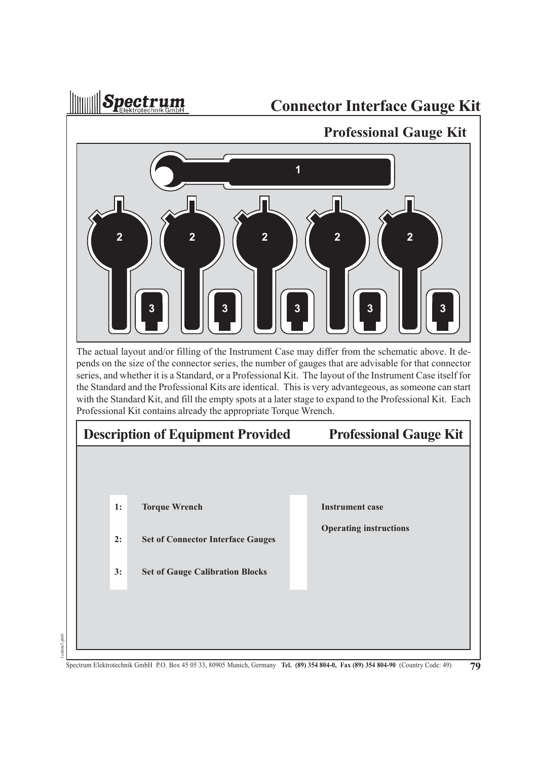# Connector Interface Gauge Kit

## Professional Gauge Kit

1

2 2 2 2 2

3 3 3 3 3

The actual layout and/or filling of the Instrument Case may differ from the schematic above. It depends on the size of the connector series, the number of gauges that are advisable for that connector series, and whether it is a Standard, or a Professional Kit. The layout of the Instrument Case itself for the Standard and the Professional Kits are identical. This is very advantageous, as someone can start with the Standard Kit, and fill the empty spots at a later stage to expand to the Professional Kit. Each Professional Kit contains already the appropriate Torque Wrench.

## Description of Equipment Provided — Professional Gauge Kit

**1:** **Torque Wrench**

**2:** **Set of Connector Interface Gauges**

**3:** **Set of Gauge Calibration Blocks**

**Instrument case**

**Operating instructions**

Spectrum Elektrotechnik GmbH P.O. Box 45 05 33, 80905 Munich, Germany **Tel. (89) 354 804-0, Fax (89) 354 804-90** (Country Code: 49)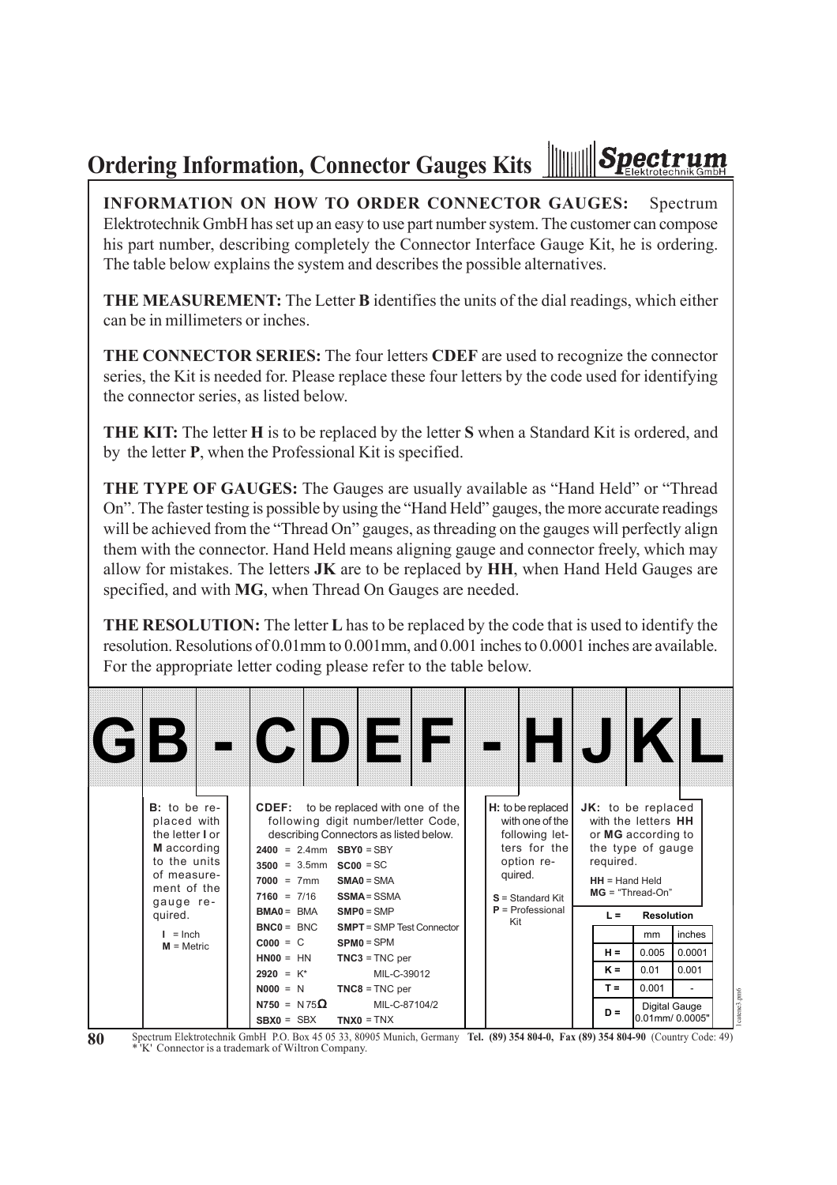# Ordering Information, Connector Gauges Kits

**INFORMATION ON HOW TO ORDER CONNECTOR GAUGES:** Spectrum Elektrotechnik GmbH has set up an easy to use part number system. The customer can compose his part number, describing completely the Connector Interface Gauge Kit, he is ordering. The table below explains the system and describes the possible alternatives.

**THE MEASUREMENT:** The Letter **B** identifies the units of the dial readings, which either can be in millimeters or inches.

**THE CONNECTOR SERIES:** The four letters **CDEF** are used to recognize the connector series, the Kit is needed for. Please replace these four letters by the code used for identifying the connector series, as listed below.

**THE KIT:** The letter **H** is to be replaced by the letter **S** when a Standard Kit is ordered, and by the letter **P**, when the Professional Kit is specified.

**THE TYPE OF GAUGES:** The Gauges are usually available as "Hand Held" or "Thread On". The faster testing is possible by using the "Hand Held" gauges, the more accurate readings will be achieved from the "Thread On" gauges, as threading on the gauges will perfectly align them with the connector. Hand Held means aligning gauge and connector freely, which may allow for mistakes. The letters **JK** are to be replaced by **HH**, when Hand Held Gauges are specified, and with **MG**, when Thread On Gauges are needed.

**THE RESOLUTION:** The letter **L** has to be replaced by the code that is used to identify the resolution. Resolutions of 0.01mm to 0.001mm, and 0.001 inches to 0.0001 inches are available. For the appropriate letter coding please refer to the table below.

# G B - C D E F - H J K L

**B:** to be replaced with the letter **I** or **M** according to the units of measurement of the gauge required.

- **I** = Inch
- **M** = Metric

**CDEF:** to be replaced with one of the following digit number/letter Code, describing Connectors as listed below.

| Code | Connector | Code | Connector |
|---|---|---|---|
| **2400** | 2.4mm | **SBY0** | SBY |
| **3500** | 3.5mm | **SC00** | SC |
| **7000** | 7mm | **SMA0** | SMA |
| **7160** | 7/16 | **SSMA** | SSMA |
| **BMA0** | BMA | **SMP0** | SMP |
| **BNC0** | BNC | **SMPT** | SMP Test Connector |
| **C000** | C | **SPM0** | SPM |
| **HN00** | HN | **TNC3** | TNC per MIL-C-39012 |
| **2920** | K* | | |
| **N000** | N | **TNC8** | TNC per MIL-C-87104/2 |
| **N750** | N 75Ω | | |
| **SBX0** | SBX | **TNX0** | TNX |

**H:** to be replaced with one of the following letters for the option required.

- **S** = Standard Kit
- **P** = Professional Kit

**JK:** to be replaced with the letters **HH** or **MG** according to the type of gauge required.

- **HH** = Hand Held
- **MG** = "Thread-On"

| L = | Resolution mm | Resolution inches |
|---|---|---|
| **H =** | 0.005 | 0.0001 |
| **K =** | 0.01 | 0.001 |
| **T =** | 0.001 | - |
| **D =** | Digital Gauge 0.01mm/ 0.0005" | |

Spectrum Elektrotechnik GmbH P.O. Box 45 05 33, 80905 Munich, Germany **Tel. (89) 354 804-0, Fax (89) 354 804-90** (Country Code: 49)

\* 'K' Connector is a trademark of Wiltron Company.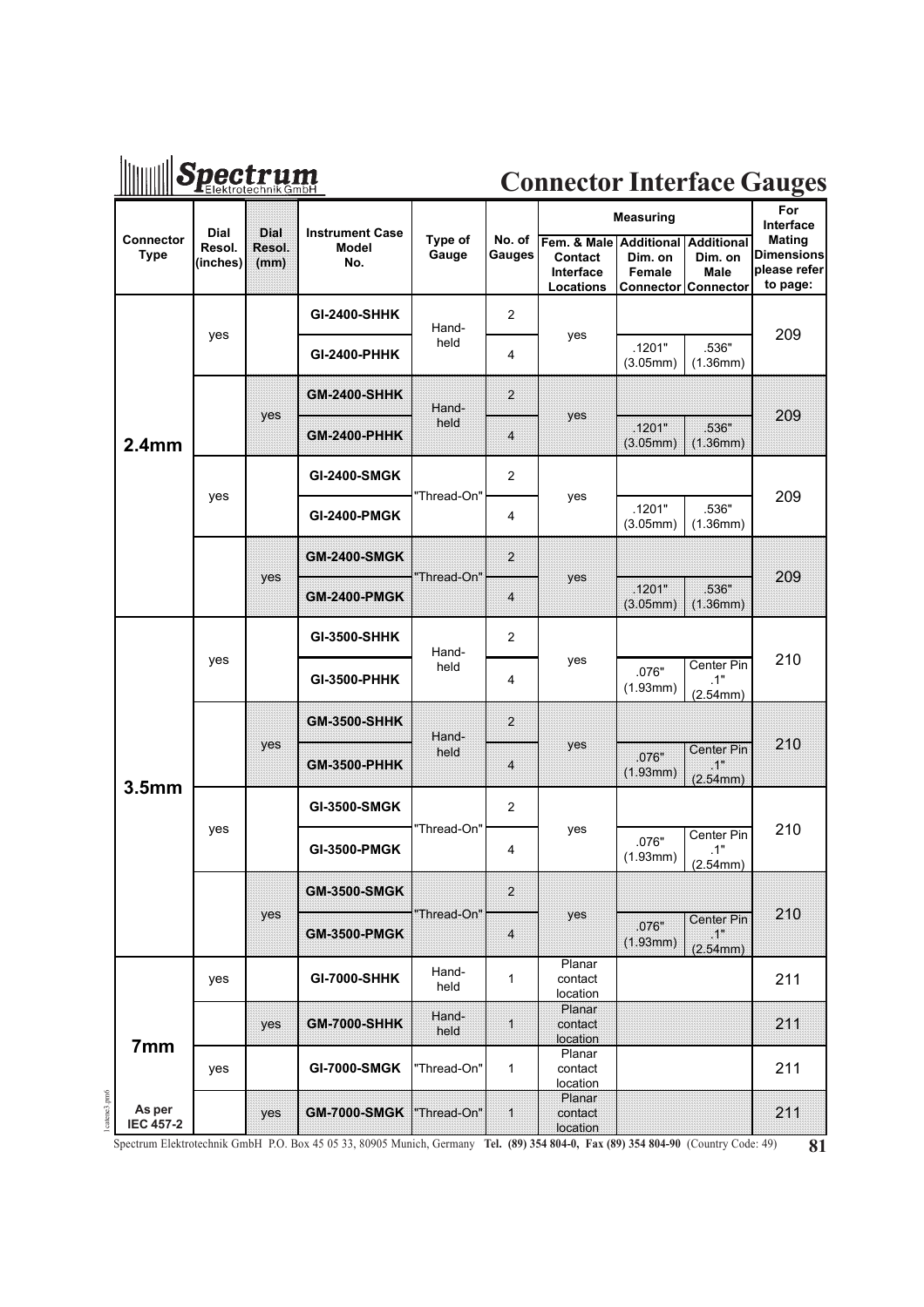# Spectrum Elektrotechnik GmbH

## Connector Interface Gauges

| Connector Type | Dial Resol. (inches) | Dial Resol. (mm) | Instrument Case Model No. | Type of Gauge | No. of Gauges | Measuring: Fem. & Male Contact Interface Locations | Measuring: Additional Dim. on Female Connector | Measuring: Additional Dim. on Male Connector | For Interface Mating Dimensions please refer to page: |
|---|---|---|---|---|---|---|---|---|---|
| 2.4mm | yes | | GI-2400-SHHK | Hand-held | 2 | yes | | | 209 |
| | | | GI-2400-PHHK | | 4 | | .1201" (3.05mm) | .536" (1.36mm) | |
| | | yes | GM-2400-SHHK | Hand-held | 2 | yes | | | 209 |
| | | | GM-2400-PHHK | | 4 | | .1201" (3.05mm) | .536" (1.36mm) | |
| | yes | | GI-2400-SMGK | "Thread-On" | 2 | yes | | | 209 |
| | | | GI-2400-PMGK | | 4 | | .1201" (3.05mm) | .536" (1.36mm) | |
| | | yes | GM-2400-SMGK | "Thread-On" | 2 | yes | | | 209 |
| | | | GM-2400-PMGK | | 4 | | .1201" (3.05mm) | .536" (1.36mm) | |
| 3.5mm | yes | | GI-3500-SHHK | Hand-held | 2 | yes | | | 210 |
| | | | GI-3500-PHHK | | 4 | | .076" (1.93mm) | Center Pin .1" (2.54mm) | |
| | | yes | GM-3500-SHHK | Hand-held | 2 | yes | | | 210 |
| | | | GM-3500-PHHK | | 4 | | .076" (1.93mm) | Center Pin .1" (2.54mm) | |
| | yes | | GI-3500-SMGK | "Thread-On" | 2 | yes | | | 210 |
| | | | GI-3500-PMGK | | 4 | | .076" (1.93mm) | Center Pin .1" (2.54mm) | |
| | | yes | GM-3500-SMGK | "Thread-On" | 2 | yes | | | 210 |
| | | | GM-3500-PMGK | | 4 | | .076" (1.93mm) | Center Pin .1" (2.54mm) | |
| 7mm As per IEC 457-2 | yes | | GI-7000-SHHK | Hand-held | 1 | Planar contact location | | | 211 |
| | | yes | GM-7000-SHHK | Hand-held | 1 | Planar contact location | | | 211 |
| | yes | | GI-7000-SMGK | "Thread-On" | 1 | Planar contact location | | | 211 |
| | | yes | GM-7000-SMGK | "Thread-On" | 1 | Planar contact location | | | 211 |

Spectrum Elektrotechnik GmbH P.O. Box 45 05 33, 80905 Munich, Germany **Tel. (89) 354 804-0, Fax (89) 354 804-90** (Country Code: 49)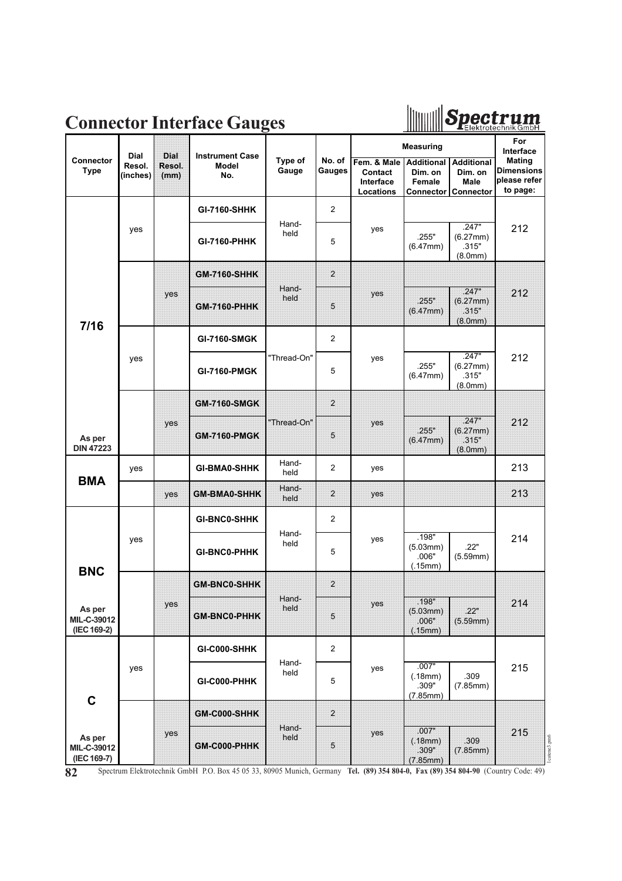# Connector Interface Gauges

| Connector Type | Dial Resol. (inches) | Dial Resol. (mm) | Instrument Case Model No. | Type of Gauge | No. of Gauges | Measuring: Fem. & Male Contact Interface Locations | Measuring: Additional Dim. on Female Connector | Measuring: Additional Dim. on Male Connector | For Interface Mating Dimensions please refer to page: |
|---|---|---|---|---|---|---|---|---|---|
| 7/16 As per DIN 47223 | yes | | GI-7160-SHHK | Hand-held | 2 | yes | | | 212 |
| | yes | | GI-7160-PHHK | Hand-held | 5 | yes | .255" (6.47mm) | .247" (6.27mm) .315" (8.0mm) | 212 |
| | | yes | GM-7160-SHHK | Hand-held | 2 | yes | | | 212 |
| | | yes | GM-7160-PHHK | Hand-held | 5 | yes | .255" (6.47mm) | .247" (6.27mm) .315" (8.0mm) | 212 |
| | yes | | GI-7160-SMGK | "Thread-On" | 2 | yes | | | 212 |
| | yes | | GI-7160-PMGK | "Thread-On" | 5 | yes | .255" (6.47mm) | .247" (6.27mm) .315" (8.0mm) | 212 |
| | | yes | GM-7160-SMGK | "Thread-On" | 2 | yes | | | 212 |
| | | yes | GM-7160-PMGK | "Thread-On" | 5 | yes | .255" (6.47mm) | .247" (6.27mm) .315" (8.0mm) | 212 |
| BMA | yes | | GI-BMA0-SHHK | Hand-held | 2 | yes | | | 213 |
| | | yes | GM-BMA0-SHHK | Hand-held | 2 | yes | | | 213 |
| BNC As per MIL-C-39012 (IEC 169-2) | yes | | GI-BNC0-SHHK | Hand-held | 2 | yes | | | 214 |
| | yes | | GI-BNC0-PHHK | Hand-held | 5 | yes | .198" (5.03mm) .006" (.15mm) | .22" (5.59mm) | 214 |
| | | yes | GM-BNC0-SHHK | Hand-held | 2 | yes | | | 214 |
| | | yes | GM-BNC0-PHHK | Hand-held | 5 | yes | .198" (5.03mm) .006" (.15mm) | .22" (5.59mm) | 214 |
| C As per MIL-C-39012 (IEC 169-7) | yes | | GI-C000-SHHK | Hand-held | 2 | yes | | | 215 |
| | yes | | GI-C000-PHHK | Hand-held | 5 | yes | .007" (.18mm) .309" (7.85mm) | .309 (7.85mm) | 215 |
| | | yes | GM-C000-SHHK | Hand-held | 2 | yes | | | 215 |
| | | yes | GM-C000-PHHK | Hand-held | 5 | yes | .007" (.18mm) .309" (7.85mm) | .309 (7.85mm) | 215 |

Spectrum Elektrotechnik GmbH P.O. Box 45 05 33, 80905 Munich, Germany **Tel. (89) 354 804-0, Fax (89) 354 804-90** (Country Code: 49)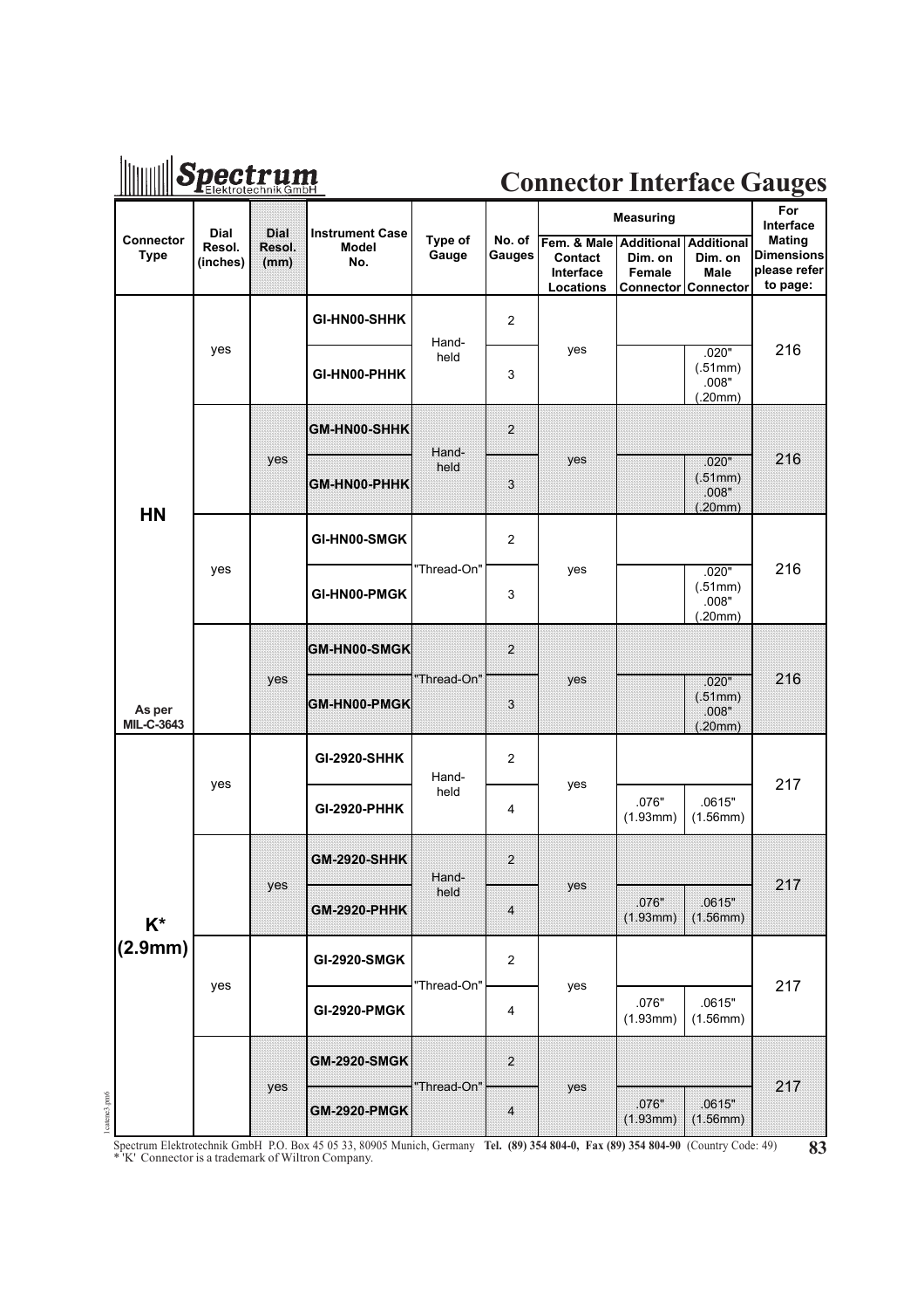# Connector Interface Gauges

| Connector Type | Dial Resol. (inches) | Dial Resol. (mm) | Instrument Case Model No. | Type of Gauge | No. of Gauges | Measuring | | | For Interface Mating Dimensions please refer to page: |
|---|---|---|---|---|---|---|---|---|---|
| | | | | | | Fem. & Male Contact Interface Locations | Additional Dim. on Female Connector | Additional Dim. on Male Connector | |
| HN As per MIL-C-3643 | yes | | GI-HN00-SHHK | Hand-held | 2 | yes | | | 216 |
| | | | GI-HN00-PHHK | | 3 | | | .020" (.51mm) .008" (.20mm) | |
| | | yes | GM-HN00-SHHK | Hand-held | 2 | yes | | | 216 |
| | | | GM-HN00-PHHK | | 3 | | | .020" (.51mm) .008" (.20mm) | |
| | yes | | GI-HN00-SMGK | "Thread-On" | 2 | yes | | | 216 |
| | | | GI-HN00-PMGK | | 3 | | | .020" (.51mm) .008" (.20mm) | |
| | | yes | GM-HN00-SMGK | "Thread-On" | 2 | yes | | | 216 |
| | | | GM-HN00-PMGK | | 3 | | | .020" (.51mm) .008" (.20mm) | |
| K* (2.9mm) | yes | | GI-2920-SHHK | Hand-held | 2 | yes | | | 217 |
| | | | GI-2920-PHHK | | 4 | | .076" (1.93mm) | .0615" (1.56mm) | |
| | | yes | GM-2920-SHHK | Hand-held | 2 | yes | | | 217 |
| | | | GM-2920-PHHK | | 4 | | .076" (1.93mm) | .0615" (1.56mm) | |
| | yes | | GI-2920-SMGK | "Thread-On" | 2 | yes | | | 217 |
| | | | GI-2920-PMGK | | 4 | | .076" (1.93mm) | .0615" (1.56mm) | |
| | | yes | GM-2920-SMGK | "Thread-On" | 2 | yes | | | 217 |
| | | | GM-2920-PMGK | | 4 | | .076" (1.93mm) | .0615" (1.56mm) | |

Spectrum Elektrotechnik GmbH P.O. Box 45 05 33, 80905 Munich, Germany **Tel. (89) 354 804-0, Fax (89) 354 804-90** (Country Code: 49)

* 'K' Connector is a trademark of Wiltron Company.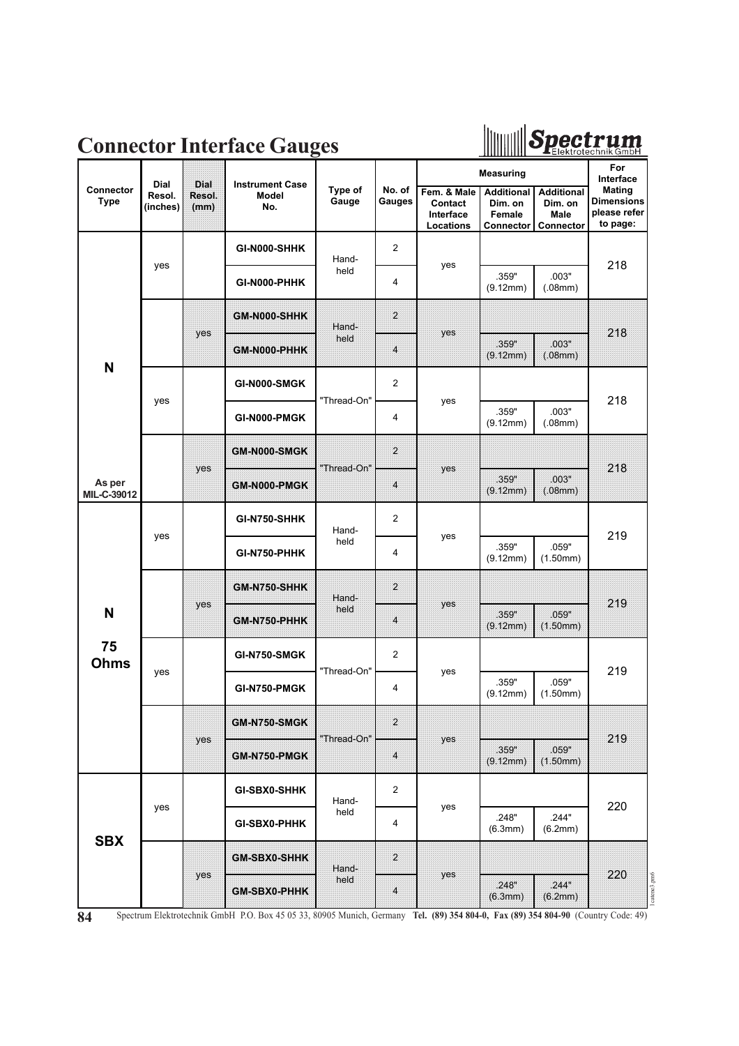# Connector Interface Gauges

| Connector Type | Dial Resol. (inches) | Dial Resol. (mm) | Instrument Case Model No. | Type of Gauge | No. of Gauges | Measuring | | | For Interface Mating Dimensions please refer to page: |
|---|---|---|---|---|---|---|---|---|---|
| | | | | | | Fem. & Male Contact Interface Locations | Additional Dim. on Female Connector | Additional Dim. on Male Connector | |
| N As per MIL-C-39012 | yes | | GI-N000-SHHK | Hand-held | 2 | yes | | | 218 |
| | | | GI-N000-PHHK | | 4 | | .359" (9.12mm) | .003" (.08mm) | |
| | | yes | GM-N000-SHHK | Hand-held | 2 | yes | | | 218 |
| | | | GM-N000-PHHK | | 4 | | .359" (9.12mm) | .003" (.08mm) | |
| | yes | | GI-N000-SMGK | "Thread-On" | 2 | yes | | | 218 |
| | | | GI-N000-PMGK | | 4 | | .359" (9.12mm) | .003" (.08mm) | |
| | | yes | GM-N000-SMGK | "Thread-On" | 2 | yes | | | 218 |
| | | | GM-N000-PMGK | | 4 | | .359" (9.12mm) | .003" (.08mm) | |
| N 75 Ohms | yes | | GI-N750-SHHK | Hand-held | 2 | yes | | | 219 |
| | | | GI-N750-PHHK | | 4 | | .359" (9.12mm) | .059" (1.50mm) | |
| | | yes | GM-N750-SHHK | Hand-held | 2 | yes | | | 219 |
| | | | GM-N750-PHHK | | 4 | | .359" (9.12mm) | .059" (1.50mm) | |
| | yes | | GI-N750-SMGK | "Thread-On" | 2 | yes | | | 219 |
| | | | GI-N750-PMGK | | 4 | | .359" (9.12mm) | .059" (1.50mm) | |
| | | yes | GM-N750-SMGK | "Thread-On" | 2 | yes | | | 219 |
| | | | GM-N750-PMGK | | 4 | | .359" (9.12mm) | .059" (1.50mm) | |
| SBX | yes | | GI-SBX0-SHHK | Hand-held | 2 | yes | | | 220 |
| | | | GI-SBX0-PHHK | | 4 | | .248" (6.3mm) | .244" (6.2mm) | |
| | | yes | GM-SBX0-SHHK | Hand-held | 2 | yes | | | 220 |
| | | | GM-SBX0-PHHK | | 4 | | .248" (6.3mm) | .244" (6.2mm) | |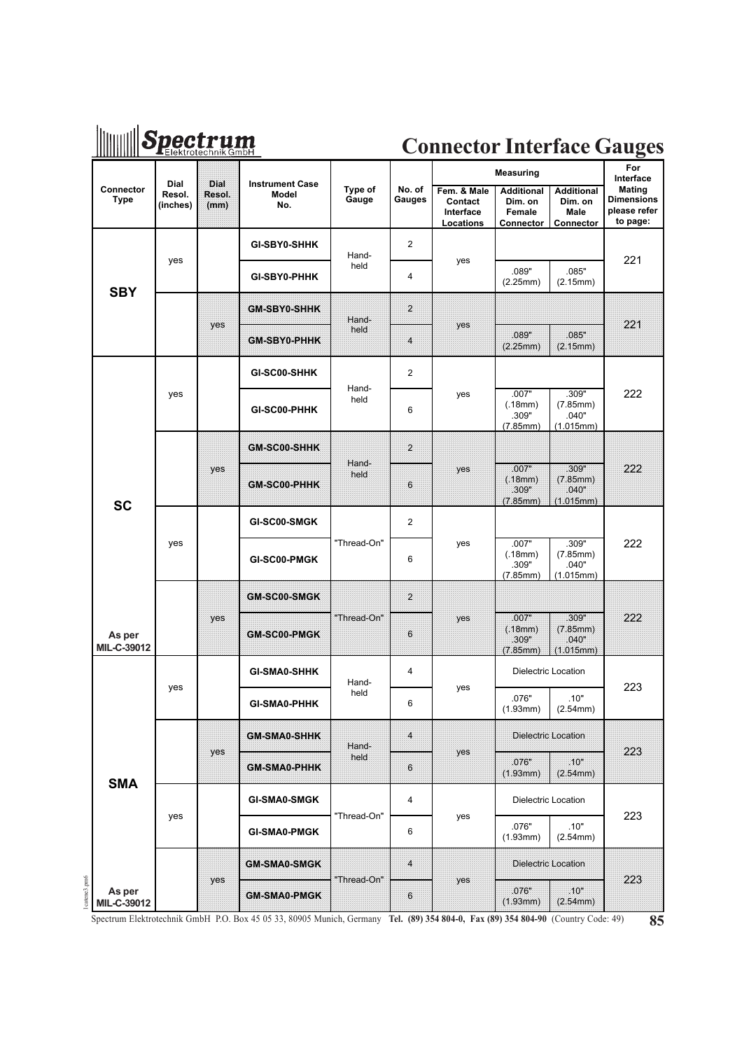# Connector Interface Gauges

| Connector Type | Dial Resol. (inches) | Dial Resol. (mm) | Instrument Case Model No. | Type of Gauge | No. of Gauges | Measuring: Fem. & Male Contact Interface Locations | Measuring: Additional Dim. on Female Connector | Measuring: Additional Dim. on Male Connector | For Interface Mating Dimensions please refer to page: |
|---|---|---|---|---|---|---|---|---|---|
| SBY | yes | | GI-SBY0-SHHK | Hand-held | 2 | yes | | | 221 |
| | | | GI-SBY0-PHHK | | 4 | | .089" (2.25mm) | .085" (2.15mm) | |
| | | yes | GM-SBY0-SHHK | Hand-held | 2 | yes | | | 221 |
| | | | GM-SBY0-PHHK | | 4 | | .089" (2.25mm) | .085" (2.15mm) | |
| SC | yes | | GI-SC00-SHHK | Hand-held | 2 | yes | | | 222 |
| | | | GI-SC00-PHHK | | 6 | | .007" (.18mm) .309" (7.85mm) | .309" (7.85mm) .040" (1.015mm) | |
| | | yes | GM-SC00-SHHK | Hand-held | 2 | yes | | | 222 |
| | | | GM-SC00-PHHK | | 6 | | .007" (.18mm) .309" (7.85mm) | .309" (7.85mm) .040" (1.015mm) | |
| | yes | | GI-SC00-SMGK | "Thread-On" | 2 | yes | | | 222 |
| | | | GI-SC00-PMGK | | 6 | | .007" (.18mm) .309" (7.85mm) | .309" (7.85mm) .040" (1.015mm) | |
| | | yes | GM-SC00-SMGK | "Thread-On" | 2 | yes | | | 222 |
| As per MIL-C-39012 | | | GM-SC00-PMGK | | 6 | | .007" (.18mm) .309" (7.85mm) | .309" (7.85mm) .040" (1.015mm) | |
| SMA | yes | | GI-SMA0-SHHK | Hand-held | 4 | yes | Dielectric Location | | 223 |
| | | | GI-SMA0-PHHK | | 6 | | .076" (1.93mm) | .10" (2.54mm) | |
| | | yes | GM-SMA0-SHHK | Hand-held | 4 | yes | Dielectric Location | | 223 |
| | | | GM-SMA0-PHHK | | 6 | | .076" (1.93mm) | .10" (2.54mm) | |
| | yes | | GI-SMA0-SMGK | "Thread-On" | 4 | yes | Dielectric Location | | 223 |
| | | | GI-SMA0-PMGK | | 6 | | .076" (1.93mm) | .10" (2.54mm) | |
| | | yes | GM-SMA0-SMGK | "Thread-On" | 4 | yes | Dielectric Location | | 223 |
| As per MIL-C-39012 | | | GM-SMA0-PMGK | | 6 | | .076" (1.93mm) | .10" (2.54mm) | |

Spectrum Elektrotechnik GmbH P.O. Box 45 05 33, 80905 Munich, Germany **Tel. (89) 354 804-0, Fax (89) 354 804-90** (Country Code: 49)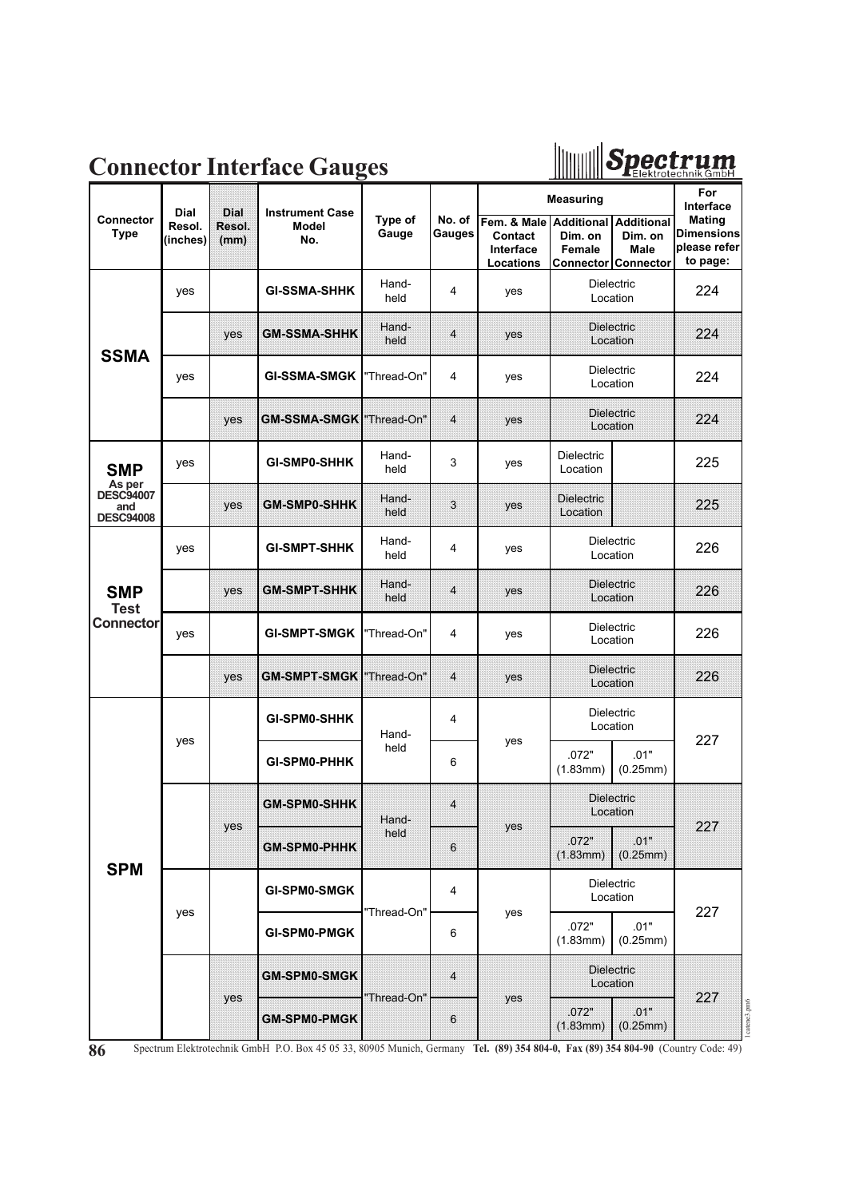# Connector Interface Gauges

| Connector Type | Dial Resol. (inches) | Dial Resol. (mm) | Instrument Case Model No. | Type of Gauge | No. of Gauges | Measuring: Fem. & Male Contact Interface Locations | Measuring: Additional Dim. on Female Connector | Measuring: Additional Dim. on Male Connector | For Interface Mating Dimensions please refer to page: |
|---|---|---|---|---|---|---|---|---|---|
| **SSMA** | yes | | **GI-SSMA-SHHK** | Hand-held | 4 | yes | Dielectric Location | | 224 |
| | | yes | **GM-SSMA-SHHK** | Hand-held | 4 | yes | Dielectric Location | | 224 |
| | yes | | **GI-SSMA-SMGK** | "Thread-On" | 4 | yes | Dielectric Location | | 224 |
| | | yes | **GM-SSMA-SMGK** | "Thread-On" | 4 | yes | Dielectric Location | | 224 |
| **SMP** As per DESC94007 and DESC94008 | yes | | **GI-SMP0-SHHK** | Hand-held | 3 | yes | Dielectric Location | | 225 |
| | | yes | **GM-SMP0-SHHK** | Hand-held | 3 | yes | Dielectric Location | | 225 |
| **SMP Test Connector** | yes | | **GI-SMPT-SHHK** | Hand-held | 4 | yes | Dielectric Location | | 226 |
| | | yes | **GM-SMPT-SHHK** | Hand-held | 4 | yes | Dielectric Location | | 226 |
| | yes | | **GI-SMPT-SMGK** | "Thread-On" | 4 | yes | Dielectric Location | | 226 |
| | | yes | **GM-SMPT-SMGK** | "Thread-On" | 4 | yes | Dielectric Location | | 226 |
| **SPM** | yes | | **GI-SPM0-SHHK** | Hand-held | 4 | yes | Dielectric Location | | 227 |
| | | | **GI-SPM0-PHHK** | | 6 | | .072" (1.83mm) | .01" (0.25mm) | |
| | | yes | **GM-SPM0-SHHK** | Hand-held | 4 | yes | Dielectric Location | | 227 |
| | | | **GM-SPM0-PHHK** | | 6 | | .072" (1.83mm) | .01" (0.25mm) | |
| | yes | | **GI-SPM0-SMGK** | "Thread-On" | 4 | yes | Dielectric Location | | 227 |
| | | | **GI-SPM0-PMGK** | | 6 | | .072" (1.83mm) | .01" (0.25mm) | |
| | | yes | **GM-SPM0-SMGK** | "Thread-On" | 4 | yes | Dielectric Location | | 227 |
| | | | **GM-SPM0-PMGK** | | 6 | | .072" (1.83mm) | .01" (0.25mm) | |

Spectrum Elektrotechnik GmbH P.O. Box 45 05 33, 80905 Munich, Germany **Tel. (89) 354 804-0, Fax (89) 354 804-90** (Country Code: 49)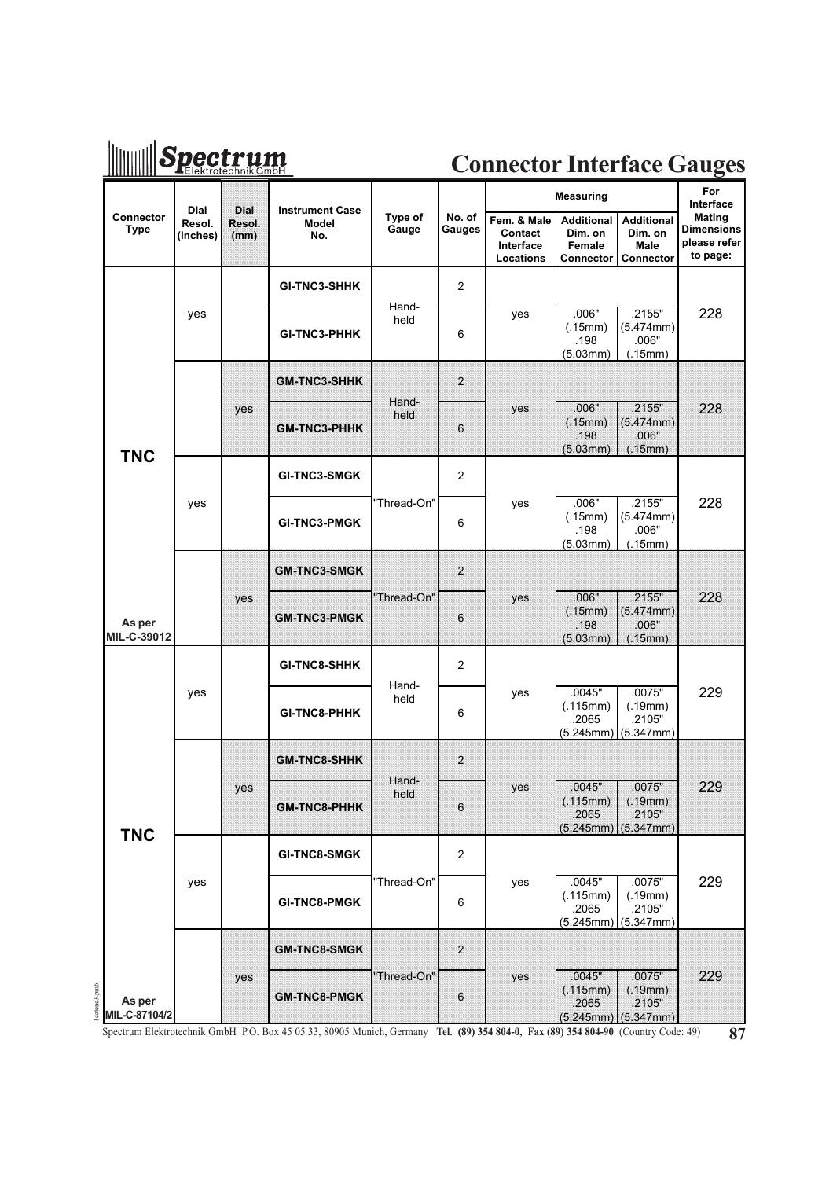# Connector Interface Gauges

| Connector Type | Dial Resol. (inches) | Dial Resol. (mm) | Instrument Case Model No. | Type of Gauge | No. of Gauges | Measuring | | | For Interface Mating Dimensions please refer to page: |
|---|---|---|---|---|---|---|---|---|---|
| | | | | | | Fem. & Male Contact Interface Locations | Additional Dim. on Female Connector | Additional Dim. on Male Connector | |
| TNC As per MIL-C-39012 | yes | | GI-TNC3-SHHK | Hand-held | 2 | yes | .006" (.15mm) .198 (5.03mm) | .2155" (5.474mm) .006" (.15mm) | 228 |
| | | | GI-TNC3-PHHK | | 6 | | | | |
| | | yes | GM-TNC3-SHHK | Hand-held | 2 | yes | .006" (.15mm) .198 (5.03mm) | .2155" (5.474mm) .006" (.15mm) | 228 |
| | | | GM-TNC3-PHHK | | 6 | | | | |
| | yes | | GI-TNC3-SMGK | "Thread-On" | 2 | yes | .006" (.15mm) .198 (5.03mm) | .2155" (5.474mm) .006" (.15mm) | 228 |
| | | | GI-TNC3-PMGK | | 6 | | | | |
| | | yes | GM-TNC3-SMGK | "Thread-On" | 2 | yes | .006" (.15mm) .198 (5.03mm) | .2155" (5.474mm) .006" (.15mm) | 228 |
| | | | GM-TNC3-PMGK | | 6 | | | | |
| TNC As per MIL-C-87104/2 | yes | | GI-TNC8-SHHK | Hand-held | 2 | yes | .0045" (.115mm) .2065 (5.245mm) | .0075" (.19mm) .2105" (5.347mm) | 229 |
| | | | GI-TNC8-PHHK | | 6 | | | | |
| | | yes | GM-TNC8-SHHK | Hand-held | 2 | yes | .0045" (.115mm) .2065 (5.245mm) | .0075" (.19mm) .2105" (5.347mm) | 229 |
| | | | GM-TNC8-PHHK | | 6 | | | | |
| | yes | | GI-TNC8-SMGK | "Thread-On" | 2 | yes | .0045" (.115mm) .2065 (5.245mm) | .0075" (.19mm) .2105" (5.347mm) | 229 |
| | | | GI-TNC8-PMGK | | 6 | | | | |
| | | yes | GM-TNC8-SMGK | "Thread-On" | 2 | yes | .0045" (.115mm) .2065 (5.245mm) | .0075" (.19mm) .2105" (5.347mm) | 229 |
| | | | GM-TNC8-PMGK | | 6 | | | | |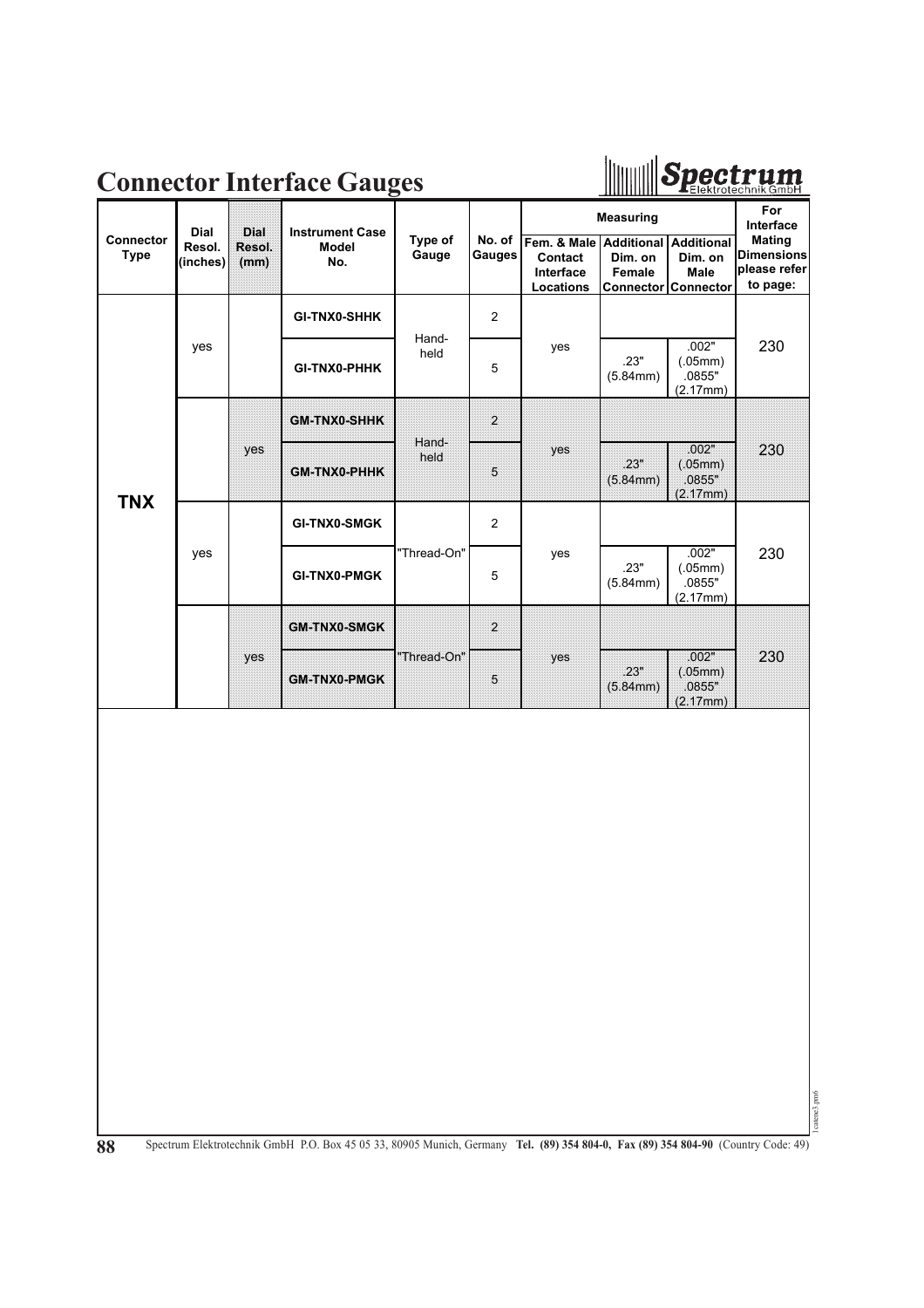# Connector Interface Gauges

| Connector Type | Dial Resol. (inches) | Dial Resol. (mm) | Instrument Case Model No. | Type of Gauge | No. of Gauges | Measuring: Fem. & Male Contact Interface Locations | Measuring: Additional Dim. on Female Connector | Measuring: Additional Dim. on Male Connector | For Interface Mating Dimensions please refer to page: |
|---|---|---|---|---|---|---|---|---|---|
| **TNX** | yes | | **GI-TNX0-SHHK** | Hand-held | 2 | yes | | | 230 |
| | | | **GI-TNX0-PHHK** | | 5 | | .23" (5.84mm) | .002" (.05mm) .0855" (2.17mm) | |
| | | yes | **GM-TNX0-SHHK** | Hand-held | 2 | yes | | | 230 |
| | | | **GM-TNX0-PHHK** | | 5 | | .23" (5.84mm) | .002" (.05mm) .0855" (2.17mm) | |
| | yes | | **GI-TNX0-SMGK** | "Thread-On" | 2 | yes | | | 230 |
| | | | **GI-TNX0-PMGK** | | 5 | | .23" (5.84mm) | .002" (.05mm) .0855" (2.17mm) | |
| | | yes | **GM-TNX0-SMGK** | "Thread-On" | 2 | yes | | | 230 |
| | | | **GM-TNX0-PMGK** | | 5 | | .23" (5.84mm) | .002" (.05mm) .0855" (2.17mm) | |

Spectrum Elektrotechnik GmbH P.O. Box 45 05 33, 80905 Munich, Germany **Tel. (89) 354 804-0, Fax (89) 354 804-90** (Country Code: 49)